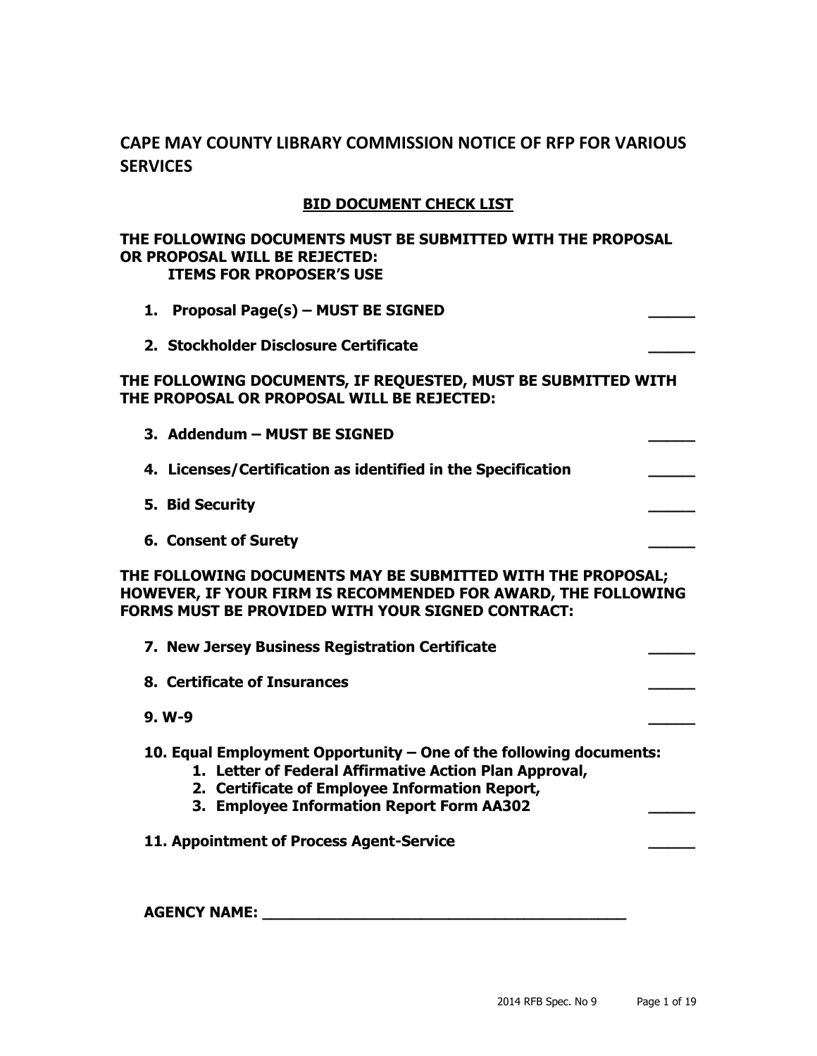# CAPE MAY COUNTY LIBRARY COMMISSION NOTICE OF RFP FOR VARIOUS SERVICES

## BID DOCUMENT CHECK LIST

**THE FOLLOWING DOCUMENTS MUST BE SUBMITTED WITH THE PROPOSAL OR PROPOSAL WILL BE REJECTED:**
**ITEMS FOR PROPOSER'S USE**

1. **Proposal Page(s) – MUST BE SIGNED** _____
2. **Stockholder Disclosure Certificate** _____

**THE FOLLOWING DOCUMENTS, IF REQUESTED, MUST BE SUBMITTED WITH THE PROPOSAL OR PROPOSAL WILL BE REJECTED:**

3. **Addendum – MUST BE SIGNED** _____
4. **Licenses/Certification as identified in the Specification** _____
5. **Bid Security** _____
6. **Consent of Surety** _____

**THE FOLLOWING DOCUMENTS MAY BE SUBMITTED WITH THE PROPOSAL; HOWEVER, IF YOUR FIRM IS RECOMMENDED FOR AWARD, THE FOLLOWING FORMS MUST BE PROVIDED WITH YOUR SIGNED CONTRACT:**

7. **New Jersey Business Registration Certificate** _____
8. **Certificate of Insurances** _____
9. **W-9** _____
10. **Equal Employment Opportunity – One of the following documents:**
    1. **Letter of Federal Affirmative Action Plan Approval,**
    2. **Certificate of Employee Information Report,**
    3. **Employee Information Report Form AA302** _____
11. **Appointment of Process Agent-Service** _____

**AGENCY NAME: ________________________________________**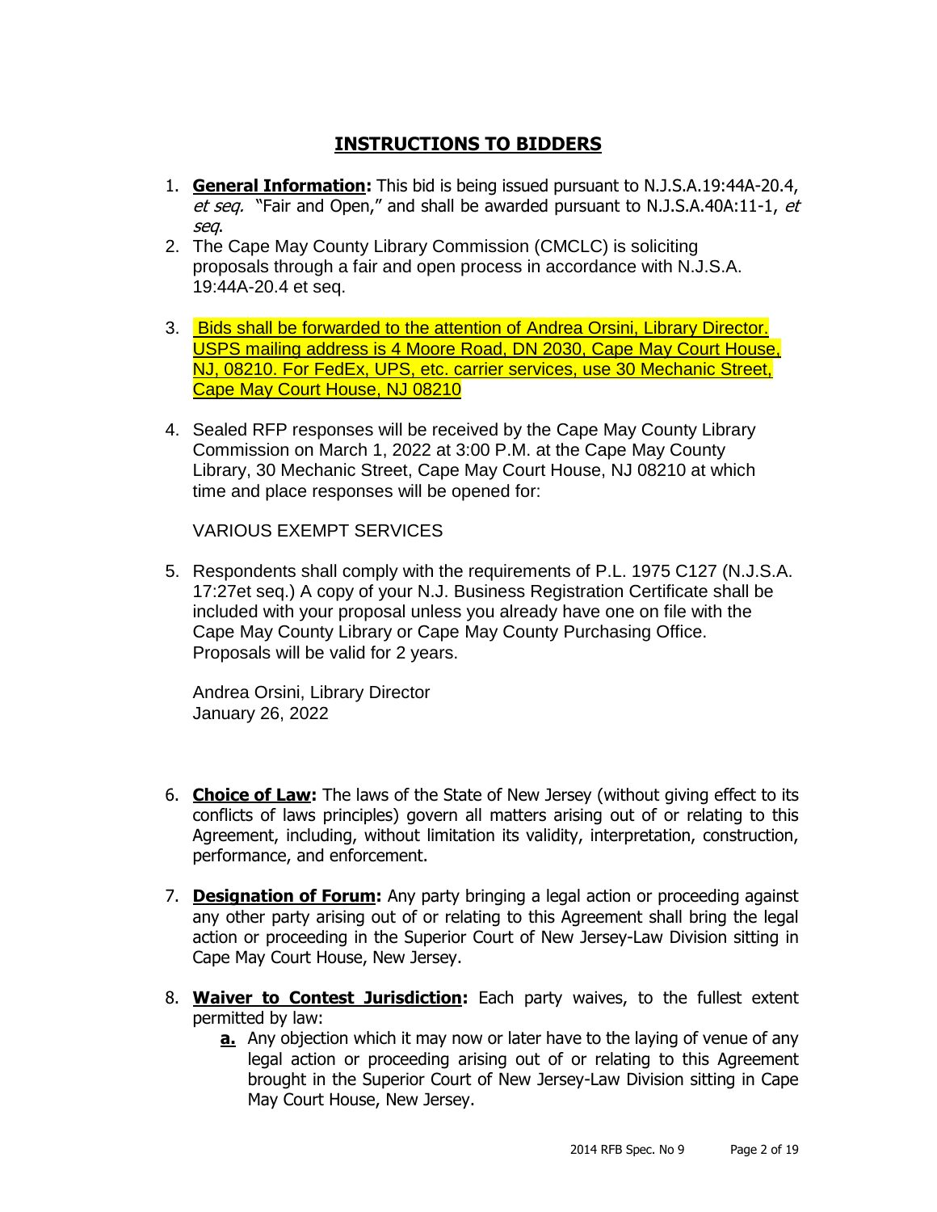## INSTRUCTIONS TO BIDDERS

1. **General Information:** This bid is being issued pursuant to N.J.S.A.19:44A-20.4, *et seq.* "Fair and Open," and shall be awarded pursuant to N.J.S.A.40A:11-1, *et seq*.
2. The Cape May County Library Commission (CMCLC) is soliciting proposals through a fair and open process in accordance with N.J.S.A. 19:44A-20.4 et seq.
3. Bids shall be forwarded to the attention of Andrea Orsini, Library Director. USPS mailing address is 4 Moore Road, DN 2030, Cape May Court House, NJ, 08210. For FedEx, UPS, etc. carrier services, use 30 Mechanic Street, Cape May Court House, NJ 08210
4. Sealed RFP responses will be received by the Cape May County Library Commission on March 1, 2022 at 3:00 P.M. at the Cape May County Library, 30 Mechanic Street, Cape May Court House, NJ 08210 at which time and place responses will be opened for:

   VARIOUS EXEMPT SERVICES

5. Respondents shall comply with the requirements of P.L. 1975 C127 (N.J.S.A. 17:27et seq.) A copy of your N.J. Business Registration Certificate shall be included with your proposal unless you already have one on file with the Cape May County Library or Cape May County Purchasing Office. Proposals will be valid for 2 years.

   Andrea Orsini, Library Director
   January 26, 2022

6. **Choice of Law:** The laws of the State of New Jersey (without giving effect to its conflicts of laws principles) govern all matters arising out of or relating to this Agreement, including, without limitation its validity, interpretation, construction, performance, and enforcement.
7. **Designation of Forum:** Any party bringing a legal action or proceeding against any other party arising out of or relating to this Agreement shall bring the legal action or proceeding in the Superior Court of New Jersey-Law Division sitting in Cape May Court House, New Jersey.
8. **Waiver to Contest Jurisdiction:** Each party waives, to the fullest extent permitted by law:
   - **a.** Any objection which it may now or later have to the laying of venue of any legal action or proceeding arising out of or relating to this Agreement brought in the Superior Court of New Jersey-Law Division sitting in Cape May Court House, New Jersey.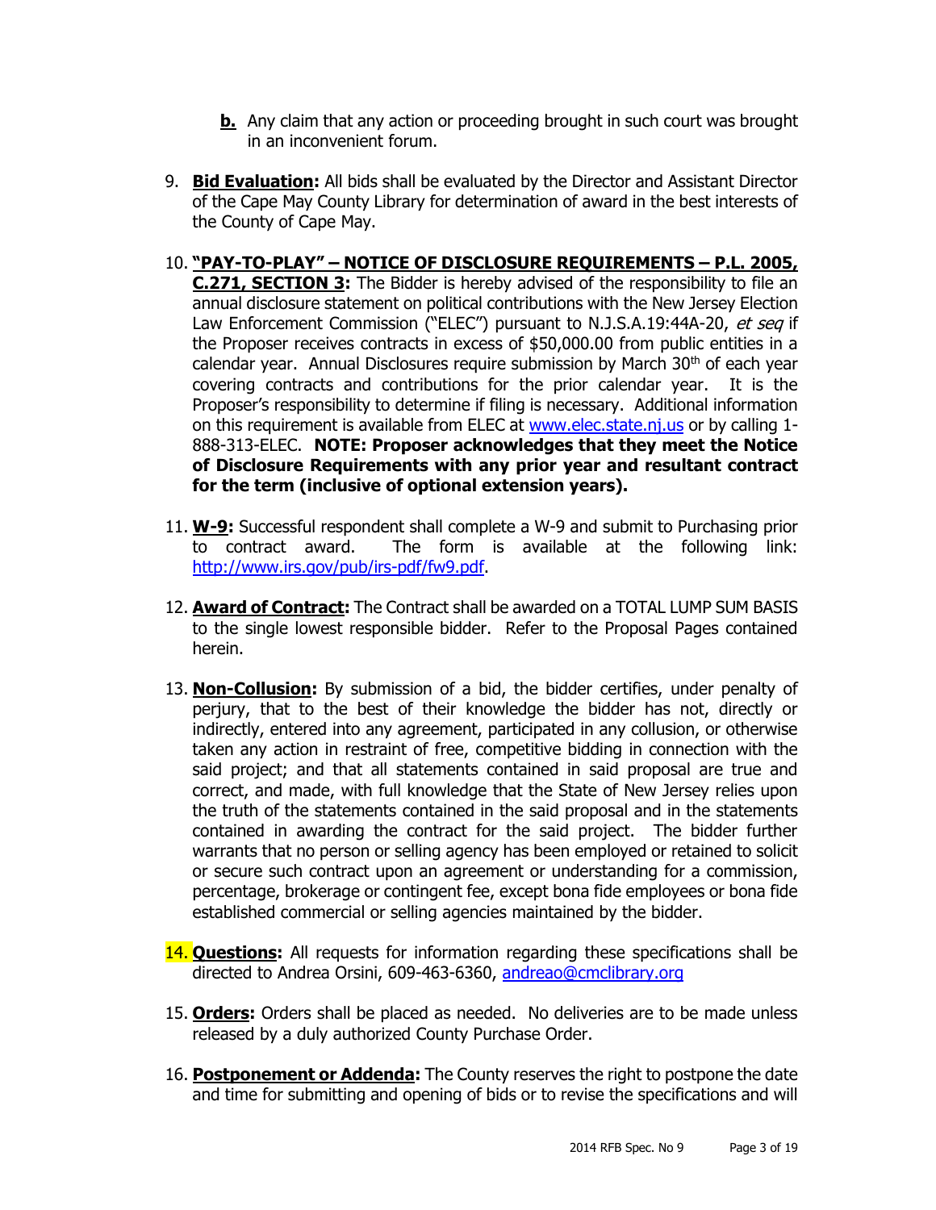**b.** Any claim that any action or proceeding brought in such court was brought in an inconvenient forum.

9. **Bid Evaluation:** All bids shall be evaluated by the Director and Assistant Director of the Cape May County Library for determination of award in the best interests of the County of Cape May.

10. **"PAY-TO-PLAY" – NOTICE OF DISCLOSURE REQUIREMENTS – P.L. 2005, C.271, SECTION 3:** The Bidder is hereby advised of the responsibility to file an annual disclosure statement on political contributions with the New Jersey Election Law Enforcement Commission ("ELEC") pursuant to N.J.S.A.19:44A-20, *et seq* if the Proposer receives contracts in excess of $50,000.00 from public entities in a calendar year. Annual Disclosures require submission by March 30th of each year covering contracts and contributions for the prior calendar year. It is the Proposer's responsibility to determine if filing is necessary. Additional information on this requirement is available from ELEC at www.elec.state.nj.us or by calling 1-888-313-ELEC. **NOTE: Proposer acknowledges that they meet the Notice of Disclosure Requirements with any prior year and resultant contract for the term (inclusive of optional extension years).**

11. **W-9:** Successful respondent shall complete a W-9 and submit to Purchasing prior to contract award. The form is available at the following link: http://www.irs.gov/pub/irs-pdf/fw9.pdf.

12. **Award of Contract:** The Contract shall be awarded on a TOTAL LUMP SUM BASIS to the single lowest responsible bidder. Refer to the Proposal Pages contained herein.

13. **Non-Collusion:** By submission of a bid, the bidder certifies, under penalty of perjury, that to the best of their knowledge the bidder has not, directly or indirectly, entered into any agreement, participated in any collusion, or otherwise taken any action in restraint of free, competitive bidding in connection with the said project; and that all statements contained in said proposal are true and correct, and made, with full knowledge that the State of New Jersey relies upon the truth of the statements contained in the said proposal and in the statements contained in awarding the contract for the said project. The bidder further warrants that no person or selling agency has been employed or retained to solicit or secure such contract upon an agreement or understanding for a commission, percentage, brokerage or contingent fee, except bona fide employees or bona fide established commercial or selling agencies maintained by the bidder.

14. **Questions:** All requests for information regarding these specifications shall be directed to Andrea Orsini, 609-463-6360, andreao@cmclibrary.org

15. **Orders:** Orders shall be placed as needed. No deliveries are to be made unless released by a duly authorized County Purchase Order.

16. **Postponement or Addenda:** The County reserves the right to postpone the date and time for submitting and opening of bids or to revise the specifications and will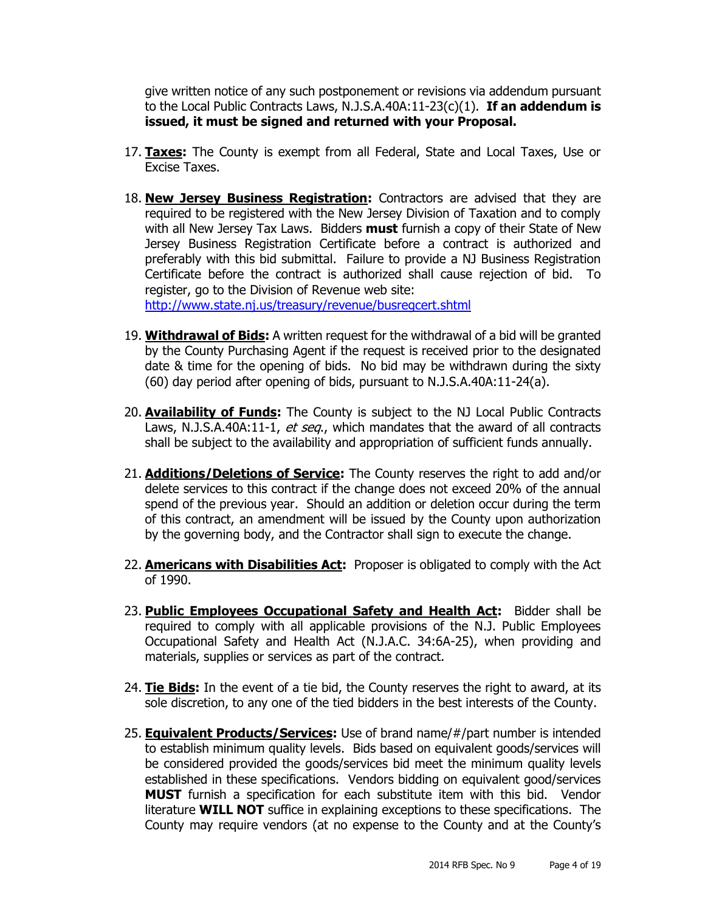give written notice of any such postponement or revisions via addendum pursuant to the Local Public Contracts Laws, N.J.S.A.40A:11-23(c)(1). **If an addendum is issued, it must be signed and returned with your Proposal.**

17. **Taxes:** The County is exempt from all Federal, State and Local Taxes, Use or Excise Taxes.

18. **New Jersey Business Registration:** Contractors are advised that they are required to be registered with the New Jersey Division of Taxation and to comply with all New Jersey Tax Laws. Bidders **must** furnish a copy of their State of New Jersey Business Registration Certificate before a contract is authorized and preferably with this bid submittal. Failure to provide a NJ Business Registration Certificate before the contract is authorized shall cause rejection of bid. To register, go to the Division of Revenue web site: [http://www.state.nj.us/treasury/revenue/busregcert.shtml](http://www.state.nj.us/treasury/revenue/busregcert.shtml)

19. **Withdrawal of Bids:** A written request for the withdrawal of a bid will be granted by the County Purchasing Agent if the request is received prior to the designated date & time for the opening of bids. No bid may be withdrawn during the sixty (60) day period after opening of bids, pursuant to N.J.S.A.40A:11-24(a).

20. **Availability of Funds:** The County is subject to the NJ Local Public Contracts Laws, N.J.S.A.40A:11-1, *et seq*., which mandates that the award of all contracts shall be subject to the availability and appropriation of sufficient funds annually.

21. **Additions/Deletions of Service:** The County reserves the right to add and/or delete services to this contract if the change does not exceed 20% of the annual spend of the previous year. Should an addition or deletion occur during the term of this contract, an amendment will be issued by the County upon authorization by the governing body, and the Contractor shall sign to execute the change.

22. **Americans with Disabilities Act:** Proposer is obligated to comply with the Act of 1990.

23. **Public Employees Occupational Safety and Health Act:** Bidder shall be required to comply with all applicable provisions of the N.J. Public Employees Occupational Safety and Health Act (N.J.A.C. 34:6A-25), when providing and materials, supplies or services as part of the contract.

24. **Tie Bids:** In the event of a tie bid, the County reserves the right to award, at its sole discretion, to any one of the tied bidders in the best interests of the County.

25. **Equivalent Products/Services:** Use of brand name/#/part number is intended to establish minimum quality levels. Bids based on equivalent goods/services will be considered provided the goods/services bid meet the minimum quality levels established in these specifications. Vendors bidding on equivalent good/services **MUST** furnish a specification for each substitute item with this bid. Vendor literature **WILL NOT** suffice in explaining exceptions to these specifications. The County may require vendors (at no expense to the County and at the County's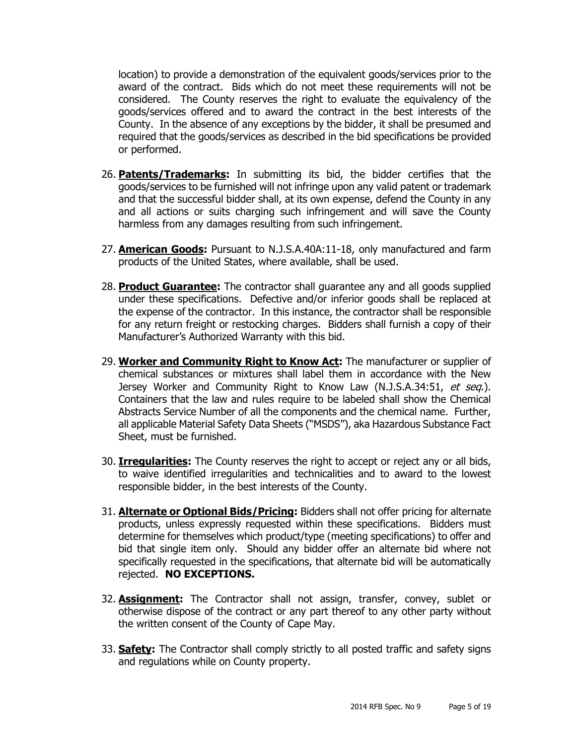location) to provide a demonstration of the equivalent goods/services prior to the award of the contract. Bids which do not meet these requirements will not be considered. The County reserves the right to evaluate the equivalency of the goods/services offered and to award the contract in the best interests of the County. In the absence of any exceptions by the bidder, it shall be presumed and required that the goods/services as described in the bid specifications be provided or performed.

26. **Patents/Trademarks:** In submitting its bid, the bidder certifies that the goods/services to be furnished will not infringe upon any valid patent or trademark and that the successful bidder shall, at its own expense, defend the County in any and all actions or suits charging such infringement and will save the County harmless from any damages resulting from such infringement.

27. **American Goods:** Pursuant to N.J.S.A.40A:11-18, only manufactured and farm products of the United States, where available, shall be used.

28. **Product Guarantee:** The contractor shall guarantee any and all goods supplied under these specifications. Defective and/or inferior goods shall be replaced at the expense of the contractor. In this instance, the contractor shall be responsible for any return freight or restocking charges. Bidders shall furnish a copy of their Manufacturer's Authorized Warranty with this bid.

29. **Worker and Community Right to Know Act:** The manufacturer or supplier of chemical substances or mixtures shall label them in accordance with the New Jersey Worker and Community Right to Know Law (N.J.S.A.34:51, *et seq*.). Containers that the law and rules require to be labeled shall show the Chemical Abstracts Service Number of all the components and the chemical name. Further, all applicable Material Safety Data Sheets ("MSDS"), aka Hazardous Substance Fact Sheet, must be furnished.

30. **Irregularities:** The County reserves the right to accept or reject any or all bids, to waive identified irregularities and technicalities and to award to the lowest responsible bidder, in the best interests of the County.

31. **Alternate or Optional Bids/Pricing:** Bidders shall not offer pricing for alternate products, unless expressly requested within these specifications. Bidders must determine for themselves which product/type (meeting specifications) to offer and bid that single item only. Should any bidder offer an alternate bid where not specifically requested in the specifications, that alternate bid will be automatically rejected. **NO EXCEPTIONS.**

32. **Assignment:** The Contractor shall not assign, transfer, convey, sublet or otherwise dispose of the contract or any part thereof to any other party without the written consent of the County of Cape May.

33. **Safety:** The Contractor shall comply strictly to all posted traffic and safety signs and regulations while on County property.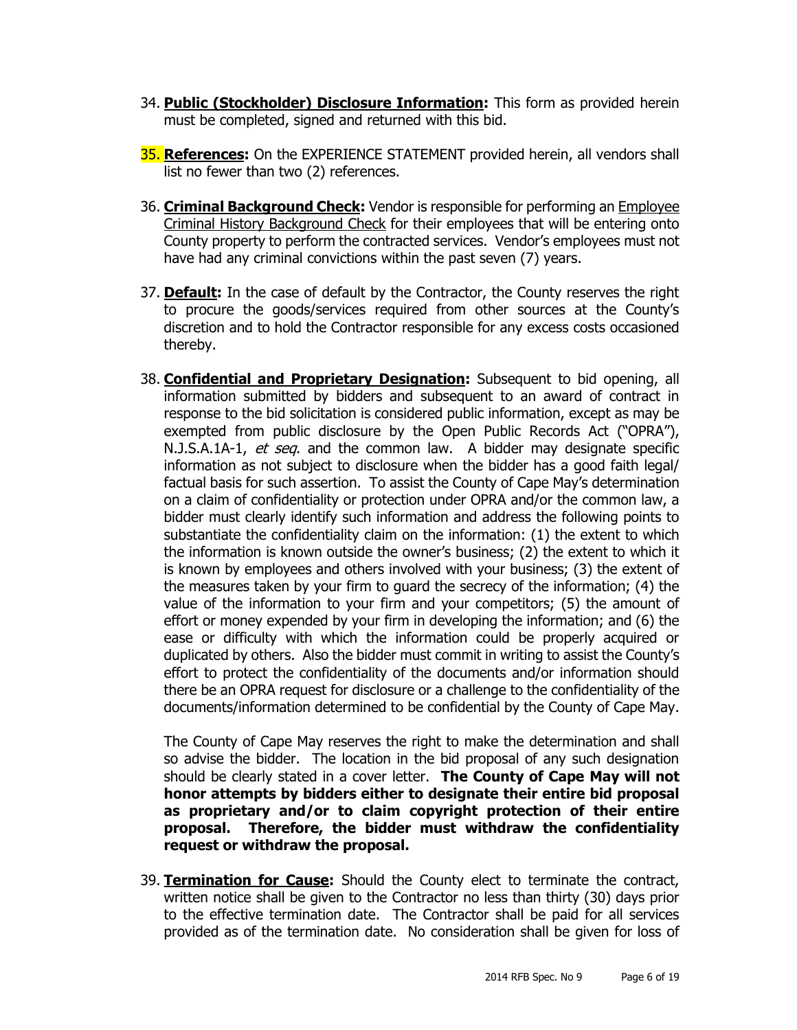34. **Public (Stockholder) Disclosure Information:** This form as provided herein must be completed, signed and returned with this bid.

35. **References:** On the EXPERIENCE STATEMENT provided herein, all vendors shall list no fewer than two (2) references.

36. **Criminal Background Check:** Vendor is responsible for performing an Employee Criminal History Background Check for their employees that will be entering onto County property to perform the contracted services. Vendor's employees must not have had any criminal convictions within the past seven (7) years.

37. **Default:** In the case of default by the Contractor, the County reserves the right to procure the goods/services required from other sources at the County's discretion and to hold the Contractor responsible for any excess costs occasioned thereby.

38. **Confidential and Proprietary Designation:** Subsequent to bid opening, all information submitted by bidders and subsequent to an award of contract in response to the bid solicitation is considered public information, except as may be exempted from public disclosure by the Open Public Records Act ("OPRA"), N.J.S.A.1A-1, *et seq*. and the common law. A bidder may designate specific information as not subject to disclosure when the bidder has a good faith legal/ factual basis for such assertion. To assist the County of Cape May's determination on a claim of confidentiality or protection under OPRA and/or the common law, a bidder must clearly identify such information and address the following points to substantiate the confidentiality claim on the information: (1) the extent to which the information is known outside the owner's business; (2) the extent to which it is known by employees and others involved with your business; (3) the extent of the measures taken by your firm to guard the secrecy of the information; (4) the value of the information to your firm and your competitors; (5) the amount of effort or money expended by your firm in developing the information; and (6) the ease or difficulty with which the information could be properly acquired or duplicated by others. Also the bidder must commit in writing to assist the County's effort to protect the confidentiality of the documents and/or information should there be an OPRA request for disclosure or a challenge to the confidentiality of the documents/information determined to be confidential by the County of Cape May.

    The County of Cape May reserves the right to make the determination and shall so advise the bidder. The location in the bid proposal of any such designation should be clearly stated in a cover letter. **The County of Cape May will not honor attempts by bidders either to designate their entire bid proposal as proprietary and/or to claim copyright protection of their entire proposal. Therefore, the bidder must withdraw the confidentiality request or withdraw the proposal.**

39. **Termination for Cause:** Should the County elect to terminate the contract, written notice shall be given to the Contractor no less than thirty (30) days prior to the effective termination date. The Contractor shall be paid for all services provided as of the termination date. No consideration shall be given for loss of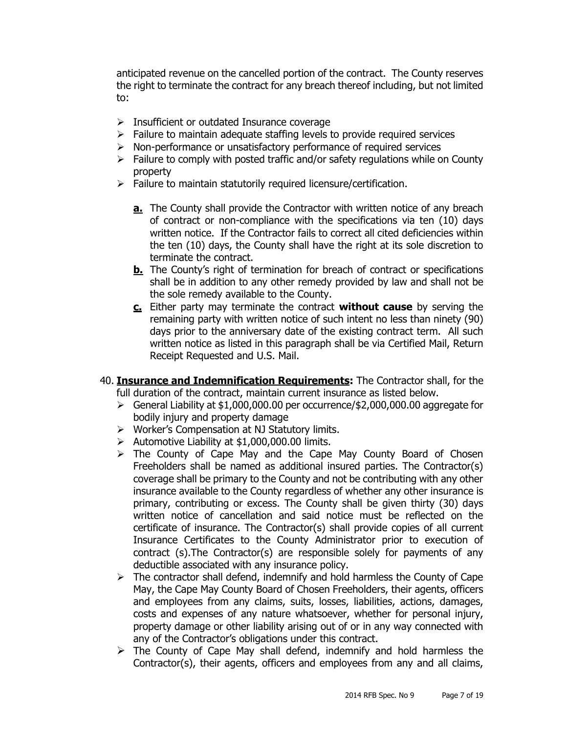anticipated revenue on the cancelled portion of the contract. The County reserves the right to terminate the contract for any breach thereof including, but not limited to:

- Insufficient or outdated Insurance coverage
- Failure to maintain adequate staffing levels to provide required services
- Non-performance or unsatisfactory performance of required services
- Failure to comply with posted traffic and/or safety regulations while on County property
- Failure to maintain statutorily required licensure/certification.

  **a.** The County shall provide the Contractor with written notice of any breach of contract or non-compliance with the specifications via ten (10) days written notice. If the Contractor fails to correct all cited deficiencies within the ten (10) days, the County shall have the right at its sole discretion to terminate the contract.

  **b.** The County's right of termination for breach of contract or specifications shall be in addition to any other remedy provided by law and shall not be the sole remedy available to the County.

  **c.** Either party may terminate the contract **without cause** by serving the remaining party with written notice of such intent no less than ninety (90) days prior to the anniversary date of the existing contract term. All such written notice as listed in this paragraph shall be via Certified Mail, Return Receipt Requested and U.S. Mail.

40. **Insurance and Indemnification Requirements:** The Contractor shall, for the full duration of the contract, maintain current insurance as listed below.
    - General Liability at $1,000,000.00 per occurrence/$2,000,000.00 aggregate for bodily injury and property damage
    - Worker's Compensation at NJ Statutory limits.
    - Automotive Liability at $1,000,000.00 limits.
    - The County of Cape May and the Cape May County Board of Chosen Freeholders shall be named as additional insured parties. The Contractor(s) coverage shall be primary to the County and not be contributing with any other insurance available to the County regardless of whether any other insurance is primary, contributing or excess. The County shall be given thirty (30) days written notice of cancellation and said notice must be reflected on the certificate of insurance. The Contractor(s) shall provide copies of all current Insurance Certificates to the County Administrator prior to execution of contract (s).The Contractor(s) are responsible solely for payments of any deductible associated with any insurance policy.
    - The contractor shall defend, indemnify and hold harmless the County of Cape May, the Cape May County Board of Chosen Freeholders, their agents, officers and employees from any claims, suits, losses, liabilities, actions, damages, costs and expenses of any nature whatsoever, whether for personal injury, property damage or other liability arising out of or in any way connected with any of the Contractor's obligations under this contract.
    - The County of Cape May shall defend, indemnify and hold harmless the Contractor(s), their agents, officers and employees from any and all claims,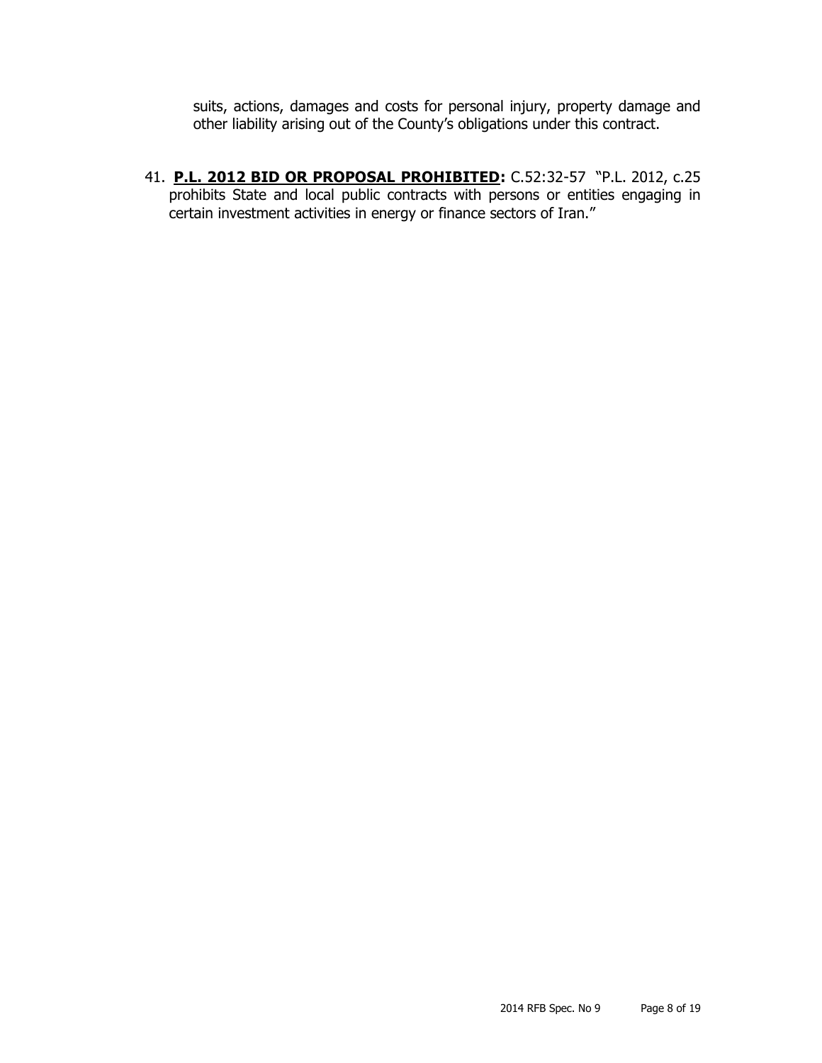suits, actions, damages and costs for personal injury, property damage and other liability arising out of the County's obligations under this contract.

41. **P.L. 2012 BID OR PROPOSAL PROHIBITED:** C.52:32-57 "P.L. 2012, c.25 prohibits State and local public contracts with persons or entities engaging in certain investment activities in energy or finance sectors of Iran."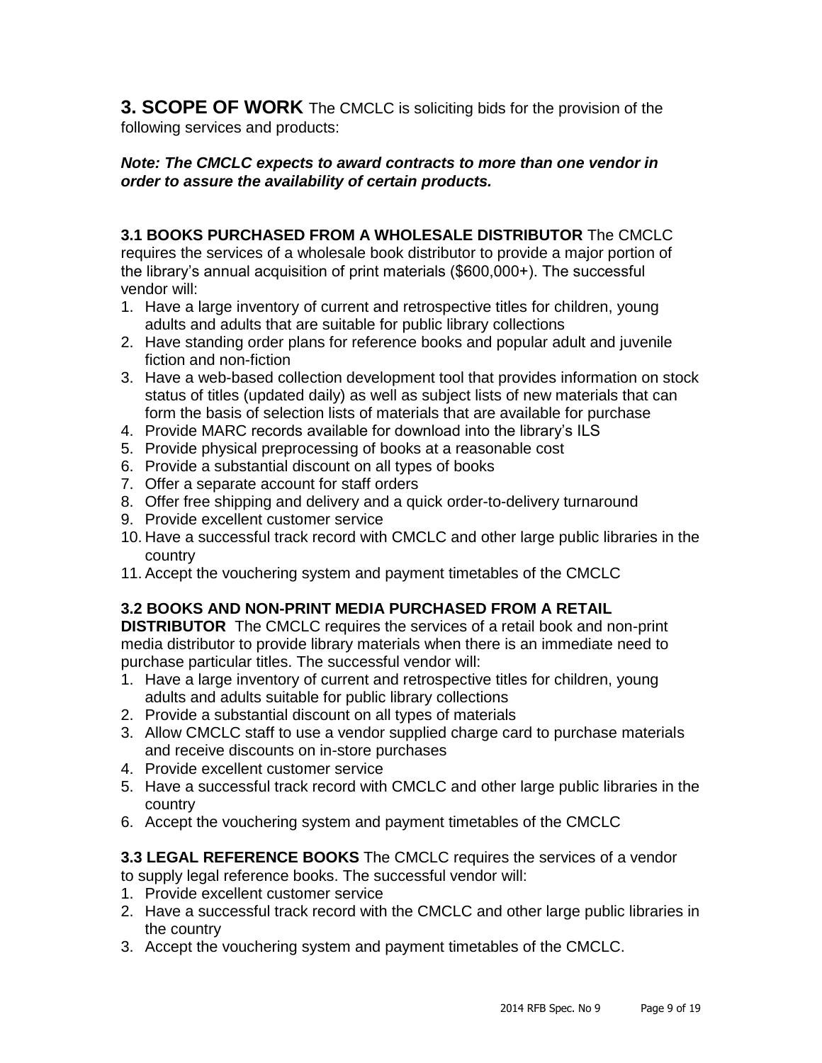## 3. SCOPE OF WORK

The CMCLC is soliciting bids for the provision of the following services and products:

***Note: The CMCLC expects to award contracts to more than one vendor in order to assure the availability of certain products.***

### 3.1 BOOKS PURCHASED FROM A WHOLESALE DISTRIBUTOR

The CMCLC requires the services of a wholesale book distributor to provide a major portion of the library's annual acquisition of print materials ($600,000+). The successful vendor will:

1. Have a large inventory of current and retrospective titles for children, young adults and adults that are suitable for public library collections
2. Have standing order plans for reference books and popular adult and juvenile fiction and non-fiction
3. Have a web-based collection development tool that provides information on stock status of titles (updated daily) as well as subject lists of new materials that can form the basis of selection lists of materials that are available for purchase
4. Provide MARC records available for download into the library's ILS
5. Provide physical preprocessing of books at a reasonable cost
6. Provide a substantial discount on all types of books
7. Offer a separate account for staff orders
8. Offer free shipping and delivery and a quick order-to-delivery turnaround
9. Provide excellent customer service
10. Have a successful track record with CMCLC and other large public libraries in the country
11. Accept the vouchering system and payment timetables of the CMCLC

### 3.2 BOOKS AND NON-PRINT MEDIA PURCHASED FROM A RETAIL DISTRIBUTOR

The CMCLC requires the services of a retail book and non-print media distributor to provide library materials when there is an immediate need to purchase particular titles. The successful vendor will:

1. Have a large inventory of current and retrospective titles for children, young adults and adults suitable for public library collections
2. Provide a substantial discount on all types of materials
3. Allow CMCLC staff to use a vendor supplied charge card to purchase materials and receive discounts on in-store purchases
4. Provide excellent customer service
5. Have a successful track record with CMCLC and other large public libraries in the country
6. Accept the vouchering system and payment timetables of the CMCLC

### 3.3 LEGAL REFERENCE BOOKS

The CMCLC requires the services of a vendor to supply legal reference books. The successful vendor will:

1. Provide excellent customer service
2. Have a successful track record with the CMCLC and other large public libraries in the country
3. Accept the vouchering system and payment timetables of the CMCLC.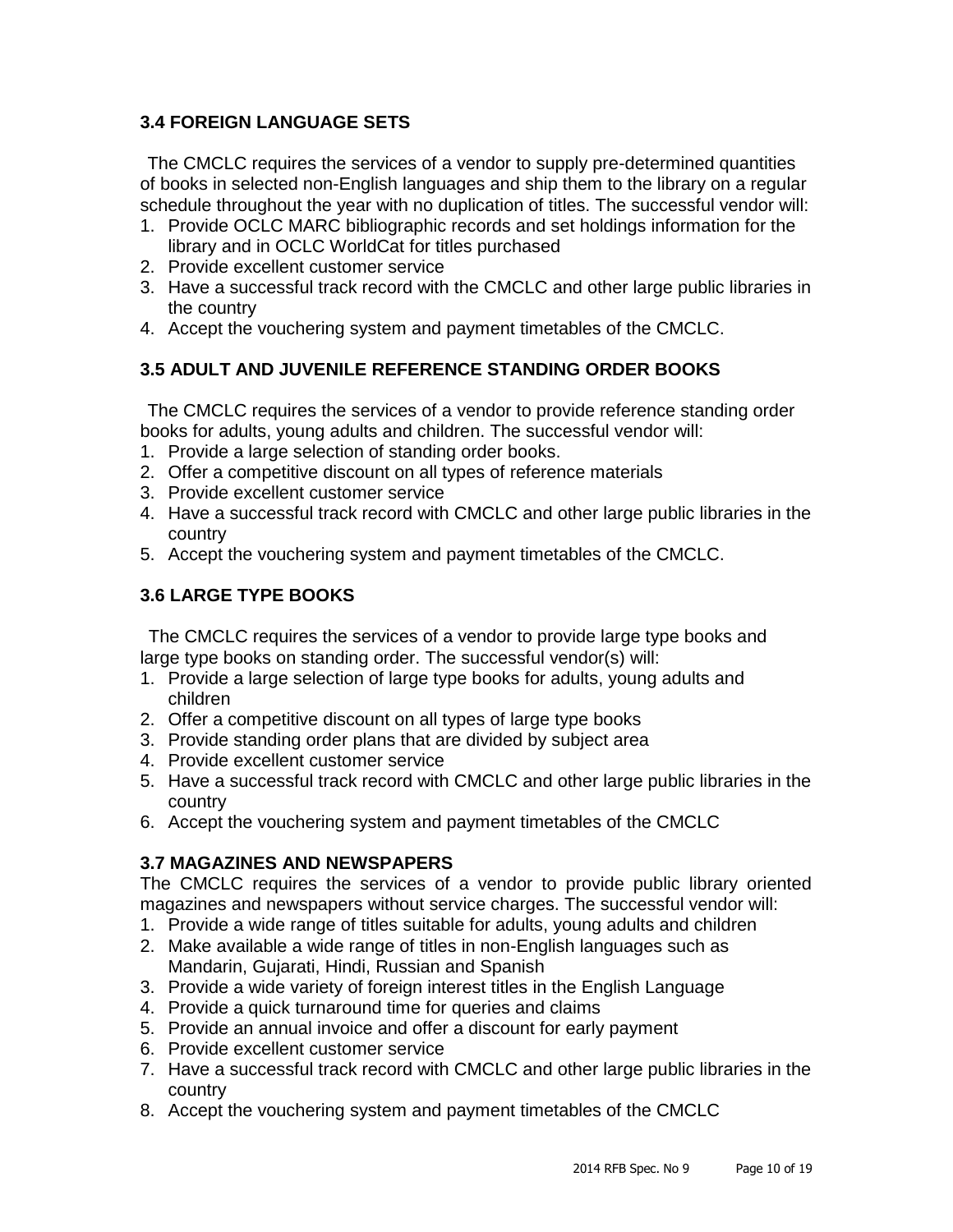### 3.4 FOREIGN LANGUAGE SETS

The CMCLC requires the services of a vendor to supply pre-determined quantities of books in selected non-English languages and ship them to the library on a regular schedule throughout the year with no duplication of titles. The successful vendor will:

1. Provide OCLC MARC bibliographic records and set holdings information for the library and in OCLC WorldCat for titles purchased
2. Provide excellent customer service
3. Have a successful track record with the CMCLC and other large public libraries in the country
4. Accept the vouchering system and payment timetables of the CMCLC.

### 3.5 ADULT AND JUVENILE REFERENCE STANDING ORDER BOOKS

The CMCLC requires the services of a vendor to provide reference standing order books for adults, young adults and children. The successful vendor will:

1. Provide a large selection of standing order books.
2. Offer a competitive discount on all types of reference materials
3. Provide excellent customer service
4. Have a successful track record with CMCLC and other large public libraries in the country
5. Accept the vouchering system and payment timetables of the CMCLC.

### 3.6 LARGE TYPE BOOKS

The CMCLC requires the services of a vendor to provide large type books and large type books on standing order. The successful vendor(s) will:

1. Provide a large selection of large type books for adults, young adults and children
2. Offer a competitive discount on all types of large type books
3. Provide standing order plans that are divided by subject area
4. Provide excellent customer service
5. Have a successful track record with CMCLC and other large public libraries in the country
6. Accept the vouchering system and payment timetables of the CMCLC

### 3.7 MAGAZINES AND NEWSPAPERS

The CMCLC requires the services of a vendor to provide public library oriented magazines and newspapers without service charges. The successful vendor will:

1. Provide a wide range of titles suitable for adults, young adults and children
2. Make available a wide range of titles in non-English languages such as Mandarin, Gujarati, Hindi, Russian and Spanish
3. Provide a wide variety of foreign interest titles in the English Language
4. Provide a quick turnaround time for queries and claims
5. Provide an annual invoice and offer a discount for early payment
6. Provide excellent customer service
7. Have a successful track record with CMCLC and other large public libraries in the country
8. Accept the vouchering system and payment timetables of the CMCLC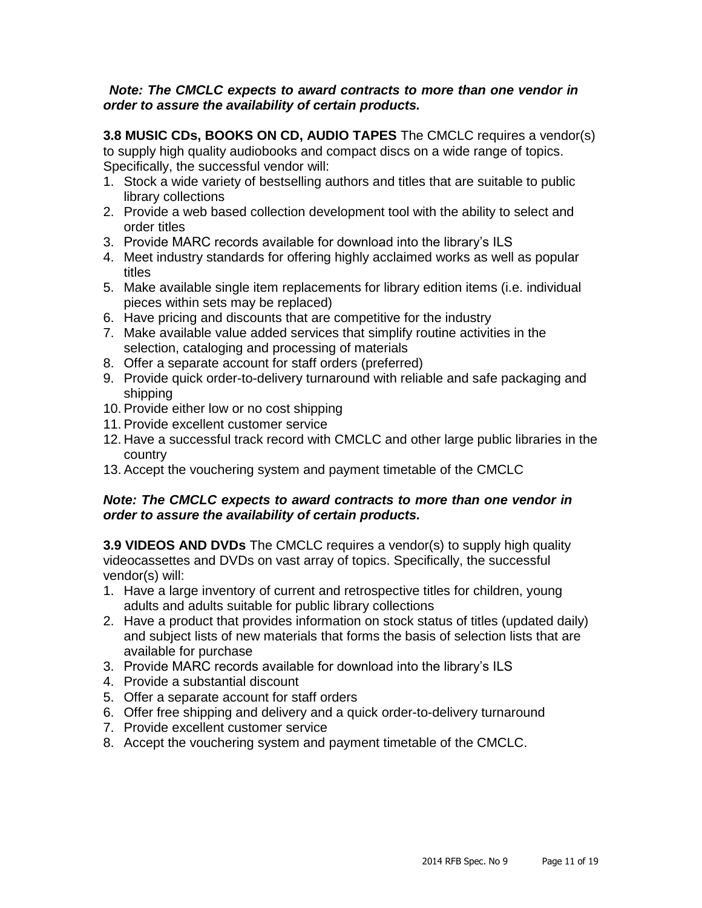***Note: The CMCLC expects to award contracts to more than one vendor in order to assure the availability of certain products.***

**3.8 MUSIC CDs, BOOKS ON CD, AUDIO TAPES** The CMCLC requires a vendor(s) to supply high quality audiobooks and compact discs on a wide range of topics. Specifically, the successful vendor will:

1. Stock a wide variety of bestselling authors and titles that are suitable to public library collections
2. Provide a web based collection development tool with the ability to select and order titles
3. Provide MARC records available for download into the library's ILS
4. Meet industry standards for offering highly acclaimed works as well as popular titles
5. Make available single item replacements for library edition items (i.e. individual pieces within sets may be replaced)
6. Have pricing and discounts that are competitive for the industry
7. Make available value added services that simplify routine activities in the selection, cataloging and processing of materials
8. Offer a separate account for staff orders (preferred)
9. Provide quick order-to-delivery turnaround with reliable and safe packaging and shipping
10. Provide either low or no cost shipping
11. Provide excellent customer service
12. Have a successful track record with CMCLC and other large public libraries in the country
13. Accept the vouchering system and payment timetable of the CMCLC

***Note: The CMCLC expects to award contracts to more than one vendor in order to assure the availability of certain products.***

**3.9 VIDEOS AND DVDs** The CMCLC requires a vendor(s) to supply high quality videocassettes and DVDs on vast array of topics. Specifically, the successful vendor(s) will:

1. Have a large inventory of current and retrospective titles for children, young adults and adults suitable for public library collections
2. Have a product that provides information on stock status of titles (updated daily) and subject lists of new materials that forms the basis of selection lists that are available for purchase
3. Provide MARC records available for download into the library's ILS
4. Provide a substantial discount
5. Offer a separate account for staff orders
6. Offer free shipping and delivery and a quick order-to-delivery turnaround
7. Provide excellent customer service
8. Accept the vouchering system and payment timetable of the CMCLC.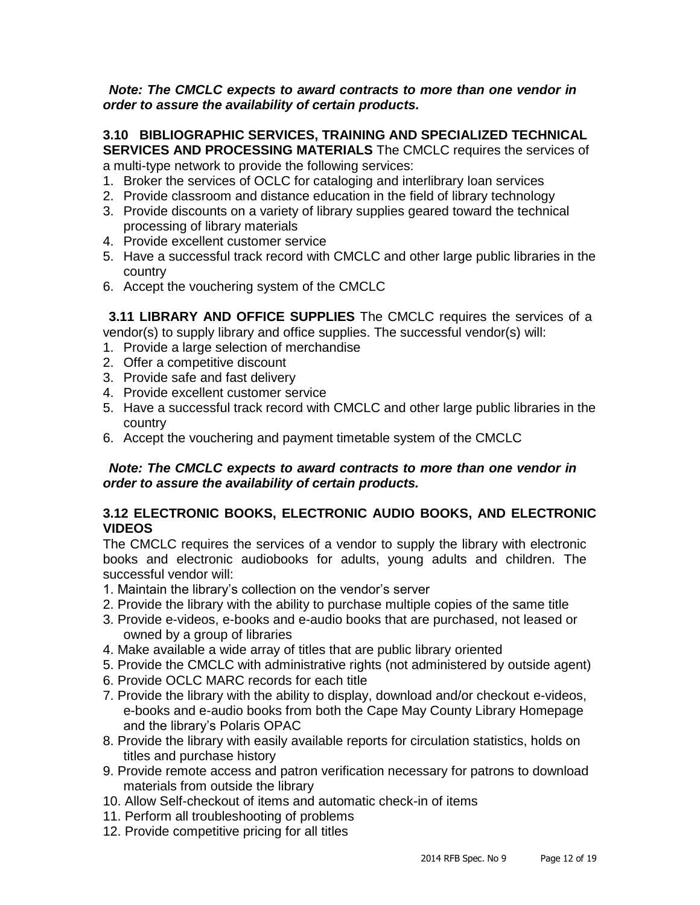***Note: The CMCLC expects to award contracts to more than one vendor in order to assure the availability of certain products.***

**3.10 BIBLIOGRAPHIC SERVICES, TRAINING AND SPECIALIZED TECHNICAL SERVICES AND PROCESSING MATERIALS** The CMCLC requires the services of a multi-type network to provide the following services:

1. Broker the services of OCLC for cataloging and interlibrary loan services
2. Provide classroom and distance education in the field of library technology
3. Provide discounts on a variety of library supplies geared toward the technical processing of library materials
4. Provide excellent customer service
5. Have a successful track record with CMCLC and other large public libraries in the country
6. Accept the vouchering system of the CMCLC

**3.11 LIBRARY AND OFFICE SUPPLIES** The CMCLC requires the services of a vendor(s) to supply library and office supplies. The successful vendor(s) will:

1. Provide a large selection of merchandise
2. Offer a competitive discount
3. Provide safe and fast delivery
4. Provide excellent customer service
5. Have a successful track record with CMCLC and other large public libraries in the country
6. Accept the vouchering and payment timetable system of the CMCLC

***Note: The CMCLC expects to award contracts to more than one vendor in order to assure the availability of certain products.***

**3.12 ELECTRONIC BOOKS, ELECTRONIC AUDIO BOOKS, AND ELECTRONIC VIDEOS**

The CMCLC requires the services of a vendor to supply the library with electronic books and electronic audiobooks for adults, young adults and children. The successful vendor will:

1. Maintain the library's collection on the vendor's server
2. Provide the library with the ability to purchase multiple copies of the same title
3. Provide e-videos, e-books and e-audio books that are purchased, not leased or owned by a group of libraries
4. Make available a wide array of titles that are public library oriented
5. Provide the CMCLC with administrative rights (not administered by outside agent)
6. Provide OCLC MARC records for each title
7. Provide the library with the ability to display, download and/or checkout e-videos, e-books and e-audio books from both the Cape May County Library Homepage and the library's Polaris OPAC
8. Provide the library with easily available reports for circulation statistics, holds on titles and purchase history
9. Provide remote access and patron verification necessary for patrons to download materials from outside the library
10. Allow Self-checkout of items and automatic check-in of items
11. Perform all troubleshooting of problems
12. Provide competitive pricing for all titles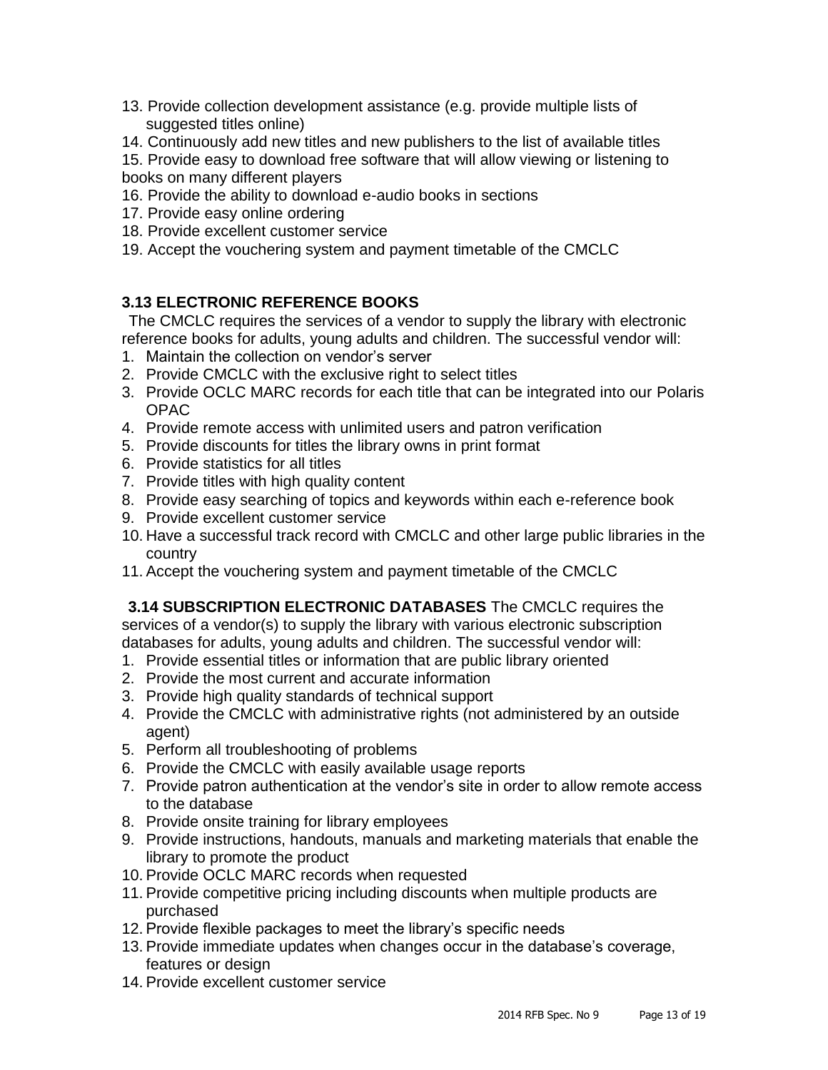13. Provide collection development assistance (e.g. provide multiple lists of suggested titles online)
14. Continuously add new titles and new publishers to the list of available titles
15. Provide easy to download free software that will allow viewing or listening to books on many different players
16. Provide the ability to download e-audio books in sections
17. Provide easy online ordering
18. Provide excellent customer service
19. Accept the vouchering system and payment timetable of the CMCLC

### 3.13 ELECTRONIC REFERENCE BOOKS

The CMCLC requires the services of a vendor to supply the library with electronic reference books for adults, young adults and children. The successful vendor will:

1. Maintain the collection on vendor's server
2. Provide CMCLC with the exclusive right to select titles
3. Provide OCLC MARC records for each title that can be integrated into our Polaris OPAC
4. Provide remote access with unlimited users and patron verification
5. Provide discounts for titles the library owns in print format
6. Provide statistics for all titles
7. Provide titles with high quality content
8. Provide easy searching of topics and keywords within each e-reference book
9. Provide excellent customer service
10. Have a successful track record with CMCLC and other large public libraries in the country
11. Accept the vouchering system and payment timetable of the CMCLC

**3.14 SUBSCRIPTION ELECTRONIC DATABASES** The CMCLC requires the services of a vendor(s) to supply the library with various electronic subscription databases for adults, young adults and children. The successful vendor will:

1. Provide essential titles or information that are public library oriented
2. Provide the most current and accurate information
3. Provide high quality standards of technical support
4. Provide the CMCLC with administrative rights (not administered by an outside agent)
5. Perform all troubleshooting of problems
6. Provide the CMCLC with easily available usage reports
7. Provide patron authentication at the vendor's site in order to allow remote access to the database
8. Provide onsite training for library employees
9. Provide instructions, handouts, manuals and marketing materials that enable the library to promote the product
10. Provide OCLC MARC records when requested
11. Provide competitive pricing including discounts when multiple products are purchased
12. Provide flexible packages to meet the library's specific needs
13. Provide immediate updates when changes occur in the database's coverage, features or design
14. Provide excellent customer service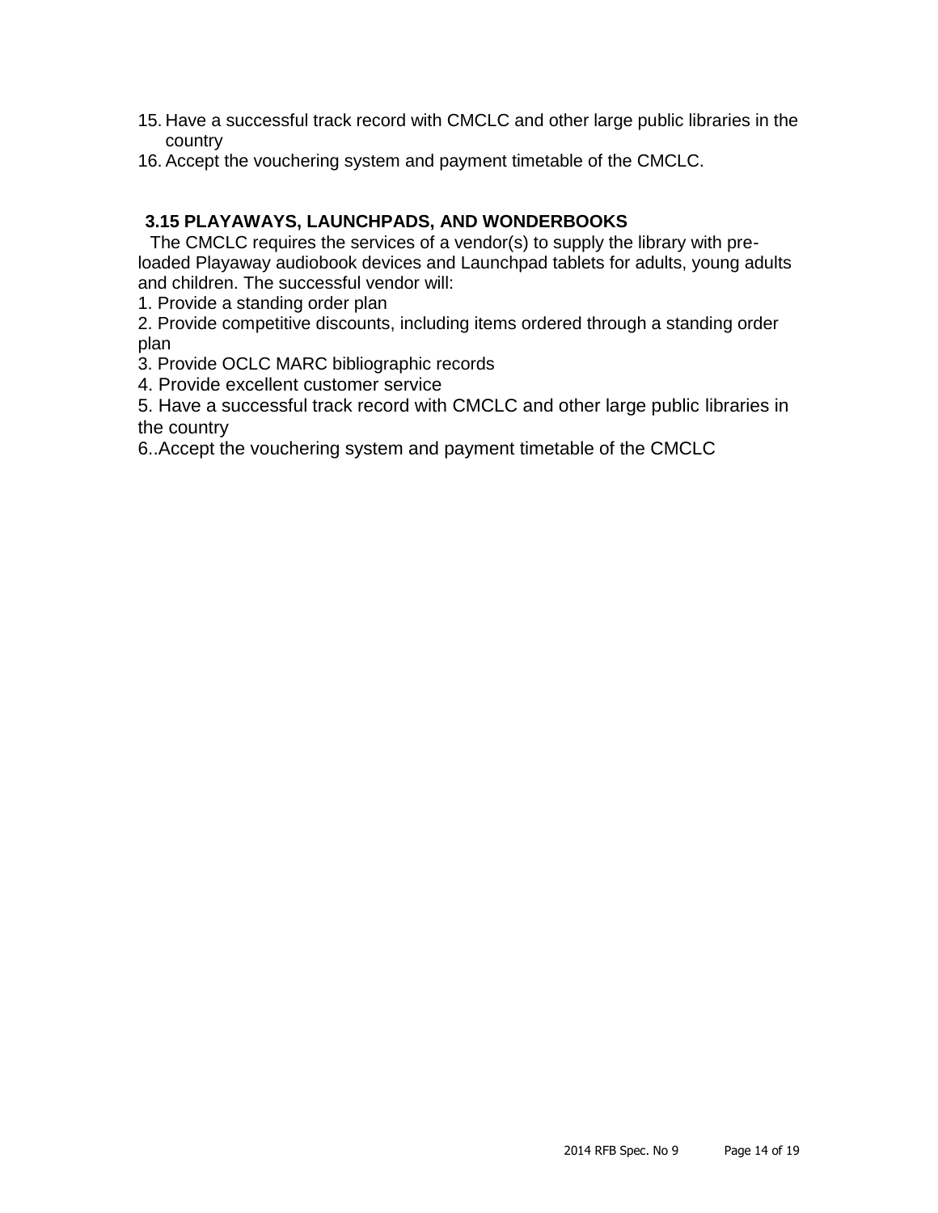15. Have a successful track record with CMCLC and other large public libraries in the country
16. Accept the vouchering system and payment timetable of the CMCLC.

### 3.15 PLAYAWAYS, LAUNCHPADS, AND WONDERBOOKS

The CMCLC requires the services of a vendor(s) to supply the library with pre-loaded Playaway audiobook devices and Launchpad tablets for adults, young adults and children. The successful vendor will:

1. Provide a standing order plan
2. Provide competitive discounts, including items ordered through a standing order plan
3. Provide OCLC MARC bibliographic records
4. Provide excellent customer service
5. Have a successful track record with CMCLC and other large public libraries in the country
6. .Accept the vouchering system and payment timetable of the CMCLC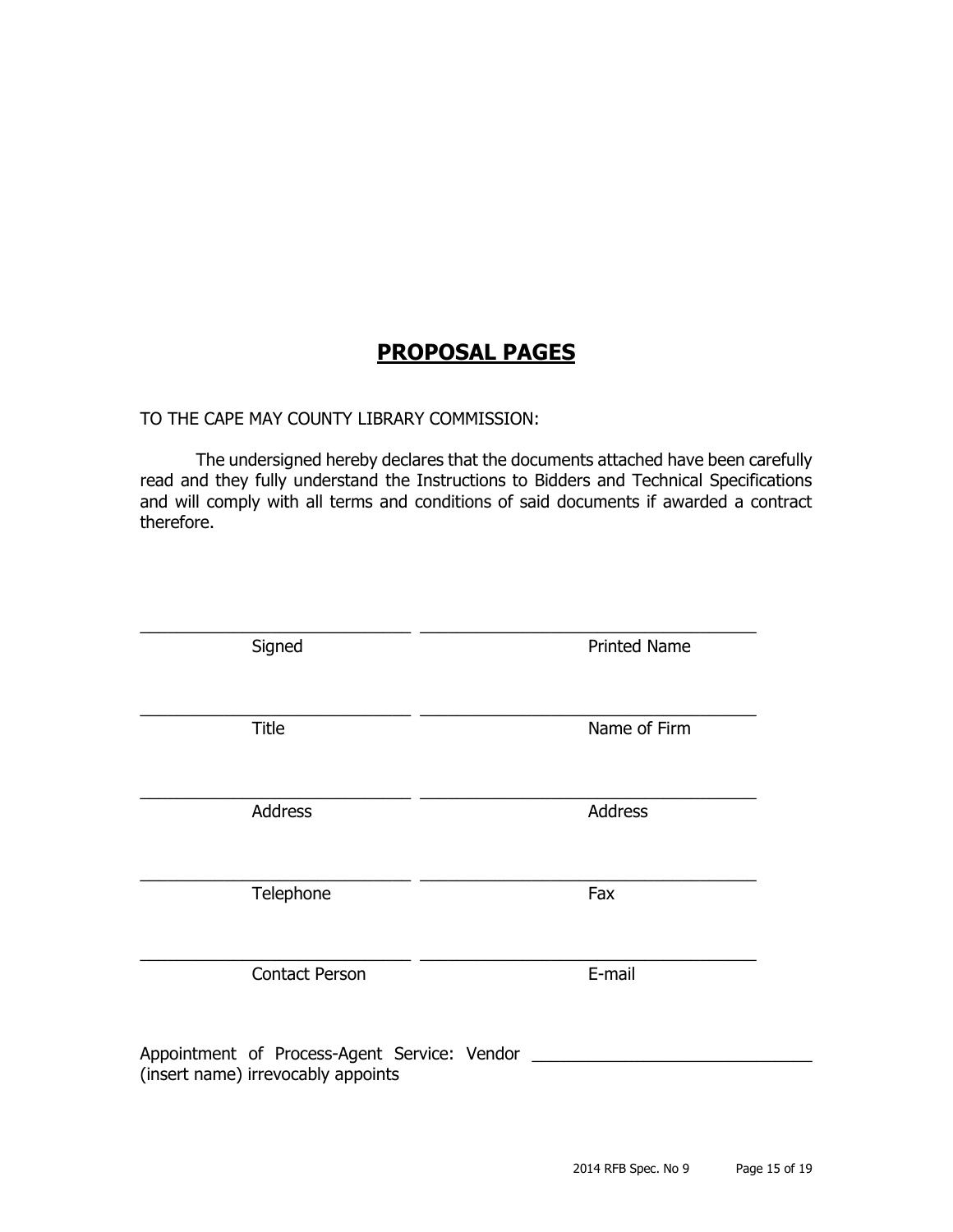# PROPOSAL PAGES

TO THE CAPE MAY COUNTY LIBRARY COMMISSION:

The undersigned hereby declares that the documents attached have been carefully read and they fully understand the Instructions to Bidders and Technical Specifications and will comply with all terms and conditions of said documents if awarded a contract therefore.

| | |
|---|---|
| ______________________________ | ______________________________ |
| Signed | Printed Name |
| ______________________________ | ______________________________ |
| Title | Name of Firm |
| ______________________________ | ______________________________ |
| Address | Address |
| ______________________________ | ______________________________ |
| Telephone | Fax |
| ______________________________ | ______________________________ |
| Contact Person | E-mail |

Appointment of Process-Agent Service: Vendor ______________________________ (insert name) irrevocably appoints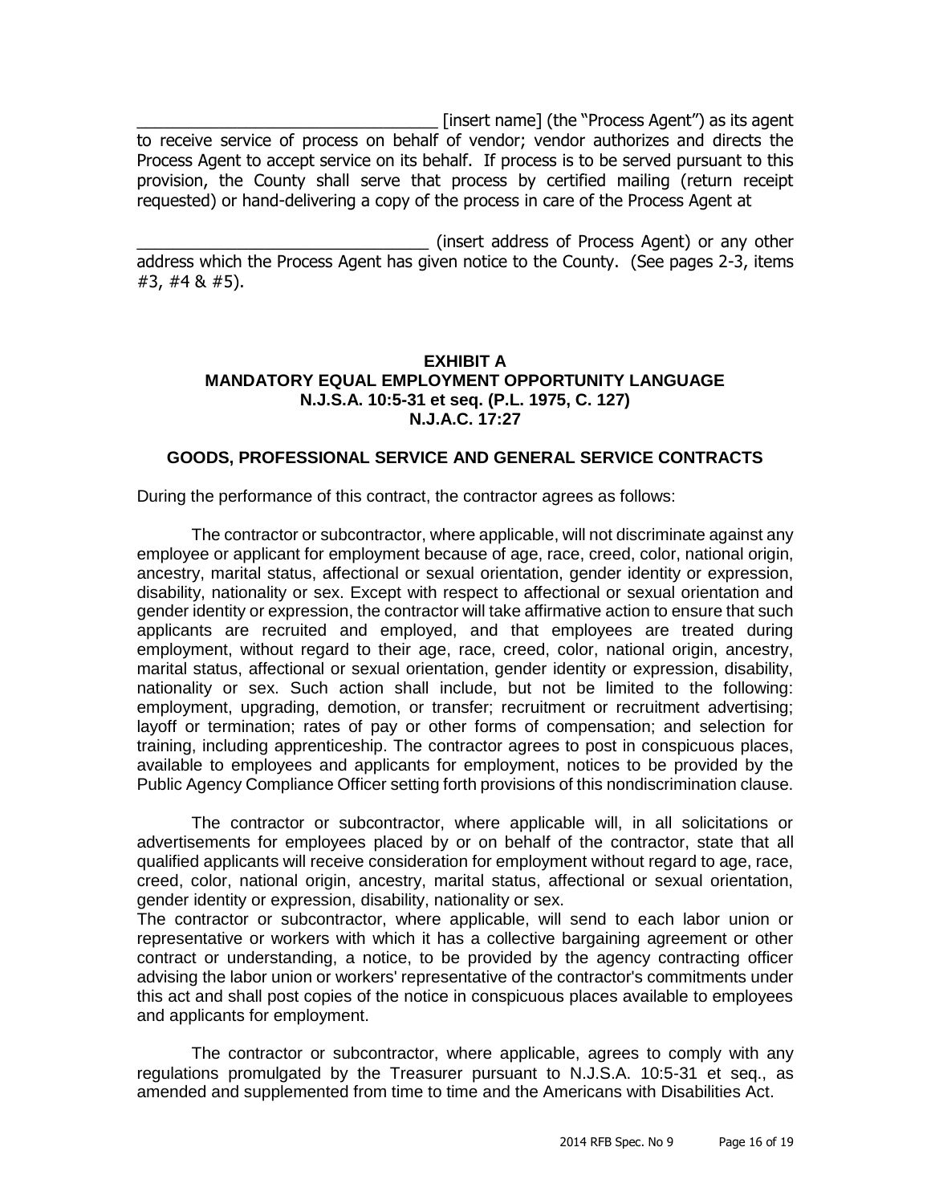_________________________________ [insert name] (the "Process Agent") as its agent to receive service of process on behalf of vendor; vendor authorizes and directs the Process Agent to accept service on its behalf. If process is to be served pursuant to this provision, the County shall serve that process by certified mailing (return receipt requested) or hand-delivering a copy of the process in care of the Process Agent at

________________________________ (insert address of Process Agent) or any other address which the Process Agent has given notice to the County. (See pages 2-3, items #3, #4 & #5).

**EXHIBIT A**
**MANDATORY EQUAL EMPLOYMENT OPPORTUNITY LANGUAGE**
**N.J.S.A. 10:5-31 et seq. (P.L. 1975, C. 127)**
**N.J.A.C. 17:27**

**GOODS, PROFESSIONAL SERVICE AND GENERAL SERVICE CONTRACTS**

During the performance of this contract, the contractor agrees as follows:

The contractor or subcontractor, where applicable, will not discriminate against any employee or applicant for employment because of age, race, creed, color, national origin, ancestry, marital status, affectional or sexual orientation, gender identity or expression, disability, nationality or sex. Except with respect to affectional or sexual orientation and gender identity or expression, the contractor will take affirmative action to ensure that such applicants are recruited and employed, and that employees are treated during employment, without regard to their age, race, creed, color, national origin, ancestry, marital status, affectional or sexual orientation, gender identity or expression, disability, nationality or sex. Such action shall include, but not be limited to the following: employment, upgrading, demotion, or transfer; recruitment or recruitment advertising; layoff or termination; rates of pay or other forms of compensation; and selection for training, including apprenticeship. The contractor agrees to post in conspicuous places, available to employees and applicants for employment, notices to be provided by the Public Agency Compliance Officer setting forth provisions of this nondiscrimination clause.

The contractor or subcontractor, where applicable will, in all solicitations or advertisements for employees placed by or on behalf of the contractor, state that all qualified applicants will receive consideration for employment without regard to age, race, creed, color, national origin, ancestry, marital status, affectional or sexual orientation, gender identity or expression, disability, nationality or sex.
The contractor or subcontractor, where applicable, will send to each labor union or representative or workers with which it has a collective bargaining agreement or other contract or understanding, a notice, to be provided by the agency contracting officer advising the labor union or workers' representative of the contractor's commitments under this act and shall post copies of the notice in conspicuous places available to employees and applicants for employment.

The contractor or subcontractor, where applicable, agrees to comply with any regulations promulgated by the Treasurer pursuant to N.J.S.A. 10:5-31 et seq., as amended and supplemented from time to time and the Americans with Disabilities Act.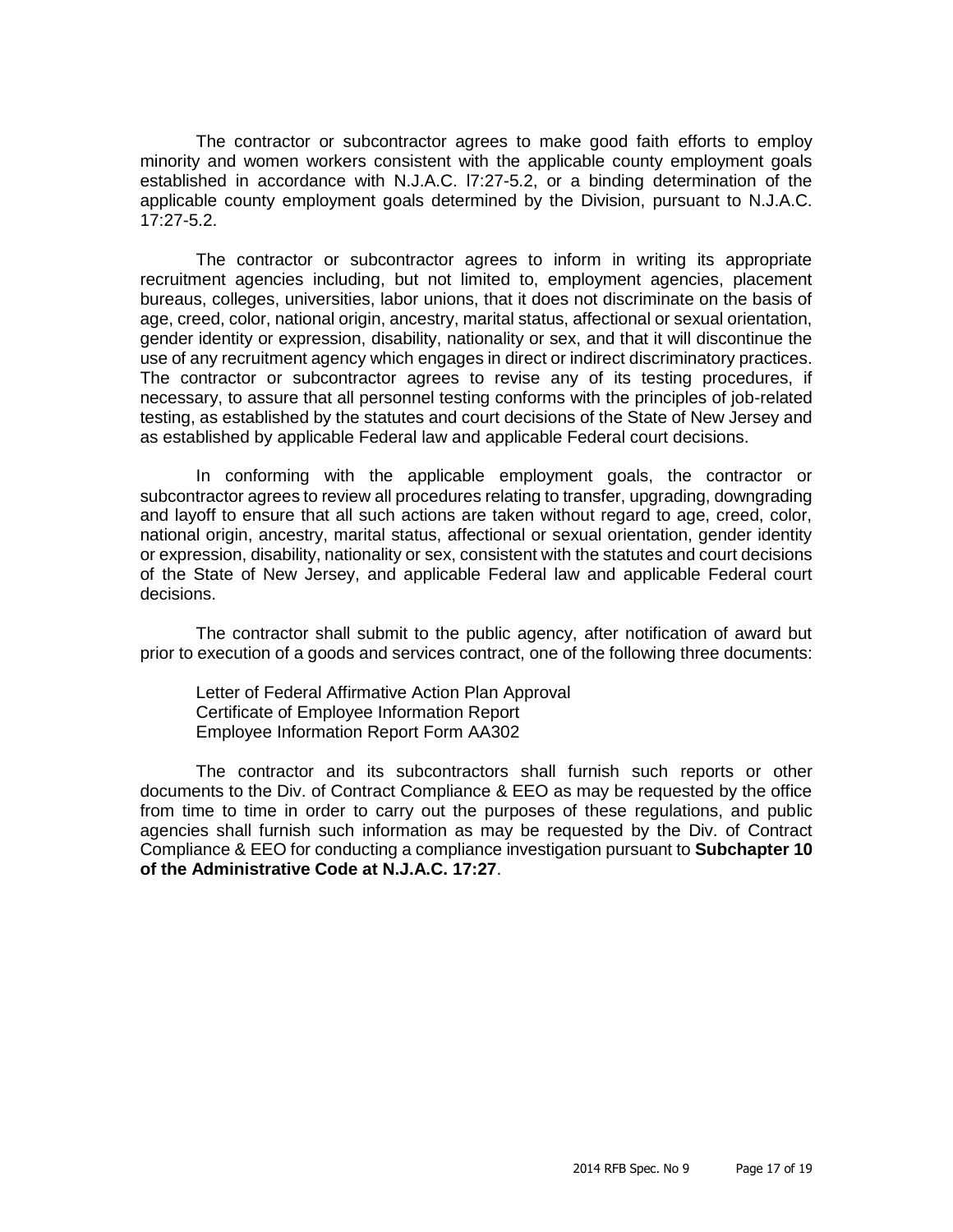The contractor or subcontractor agrees to make good faith efforts to employ minority and women workers consistent with the applicable county employment goals established in accordance with N.J.A.C. l7:27-5.2, or a binding determination of the applicable county employment goals determined by the Division, pursuant to N.J.A.C. 17:27-5.2.

The contractor or subcontractor agrees to inform in writing its appropriate recruitment agencies including, but not limited to, employment agencies, placement bureaus, colleges, universities, labor unions, that it does not discriminate on the basis of age, creed, color, national origin, ancestry, marital status, affectional or sexual orientation, gender identity or expression, disability, nationality or sex, and that it will discontinue the use of any recruitment agency which engages in direct or indirect discriminatory practices. The contractor or subcontractor agrees to revise any of its testing procedures, if necessary, to assure that all personnel testing conforms with the principles of job-related testing, as established by the statutes and court decisions of the State of New Jersey and as established by applicable Federal law and applicable Federal court decisions.

In conforming with the applicable employment goals, the contractor or subcontractor agrees to review all procedures relating to transfer, upgrading, downgrading and layoff to ensure that all such actions are taken without regard to age, creed, color, national origin, ancestry, marital status, affectional or sexual orientation, gender identity or expression, disability, nationality or sex, consistent with the statutes and court decisions of the State of New Jersey, and applicable Federal law and applicable Federal court decisions.

The contractor shall submit to the public agency, after notification of award but prior to execution of a goods and services contract, one of the following three documents:

Letter of Federal Affirmative Action Plan Approval
Certificate of Employee Information Report
Employee Information Report Form AA302

The contractor and its subcontractors shall furnish such reports or other documents to the Div. of Contract Compliance & EEO as may be requested by the office from time to time in order to carry out the purposes of these regulations, and public agencies shall furnish such information as may be requested by the Div. of Contract Compliance & EEO for conducting a compliance investigation pursuant to **Subchapter 10 of the Administrative Code at N.J.A.C. 17:27**.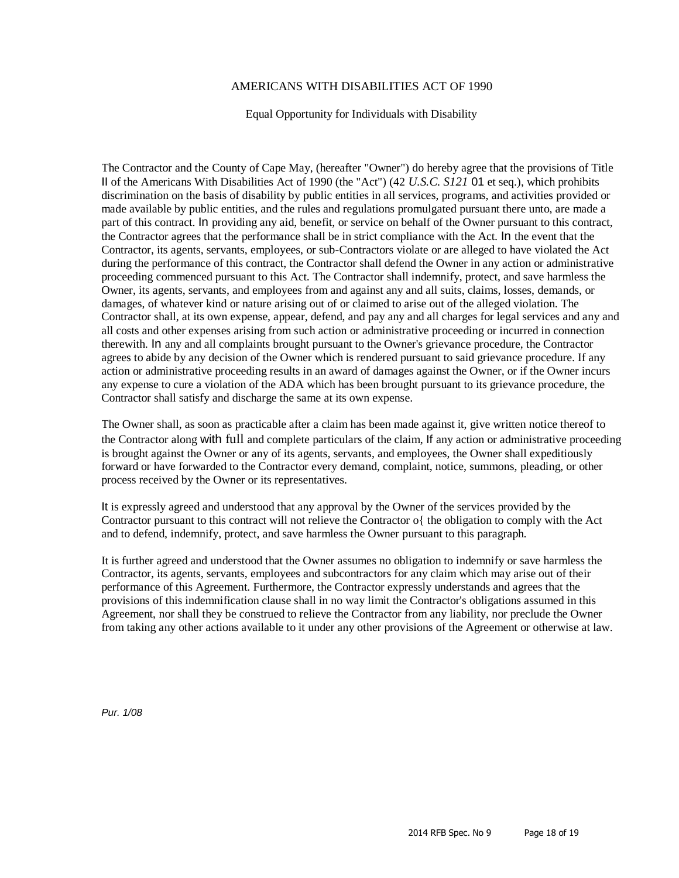# AMERICANS WITH DISABILITIES ACT OF 1990

## Equal Opportunity for Individuals with Disability

The Contractor and the County of Cape May, (hereafter "Owner") do hereby agree that the provisions of Title II of the Americans With Disabilities Act of 1990 (the "Act") (42 *U.S.C. S121* 01 et seq.), which prohibits discrimination on the basis of disability by public entities in all services, programs, and activities provided or made available by public entities, and the rules and regulations promulgated pursuant there unto, are made a part of this contract. In providing any aid, benefit, or service on behalf of the Owner pursuant to this contract, the Contractor agrees that the performance shall be in strict compliance with the Act. In the event that the Contractor, its agents, servants, employees, or sub-Contractors violate or are alleged to have violated the Act during the performance of this contract, the Contractor shall defend the Owner in any action or administrative proceeding commenced pursuant to this Act. The Contractor shall indemnify, protect, and save harmless the Owner, its agents, servants, and employees from and against any and all suits, claims, losses, demands, or damages, of whatever kind or nature arising out of or claimed to arise out of the alleged violation. The Contractor shall, at its own expense, appear, defend, and pay any and all charges for legal services and any and all costs and other expenses arising from such action or administrative proceeding or incurred in connection therewith. In any and all complaints brought pursuant to the Owner's grievance procedure, the Contractor agrees to abide by any decision of the Owner which is rendered pursuant to said grievance procedure. If any action or administrative proceeding results in an award of damages against the Owner, or if the Owner incurs any expense to cure a violation of the ADA which has been brought pursuant to its grievance procedure, the Contractor shall satisfy and discharge the same at its own expense.

The Owner shall, as soon as practicable after a claim has been made against it, give written notice thereof to the Contractor along with full and complete particulars of the claim, If any action or administrative proceeding is brought against the Owner or any of its agents, servants, and employees, the Owner shall expeditiously forward or have forwarded to the Contractor every demand, complaint, notice, summons, pleading, or other process received by the Owner or its representatives.

It is expressly agreed and understood that any approval by the Owner of the services provided by the Contractor pursuant to this contract will not relieve the Contractor o{ the obligation to comply with the Act and to defend, indemnify, protect, and save harmless the Owner pursuant to this paragraph.

It is further agreed and understood that the Owner assumes no obligation to indemnify or save harmless the Contractor, its agents, servants, employees and subcontractors for any claim which may arise out of their performance of this Agreement. Furthermore, the Contractor expressly understands and agrees that the provisions of this indemnification clause shall in no way limit the Contractor's obligations assumed in this Agreement, nor shall they be construed to relieve the Contractor from any liability, nor preclude the Owner from taking any other actions available to it under any other provisions of the Agreement or otherwise at law.

*Pur. 1/08*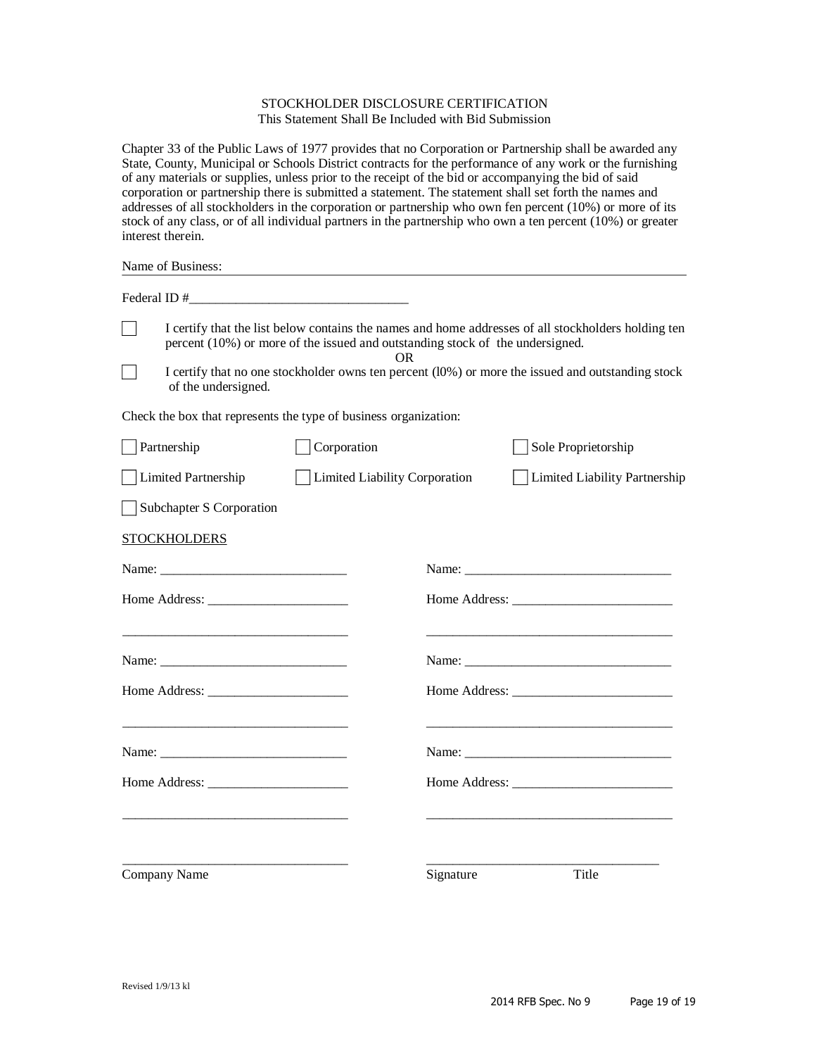STOCKHOLDER DISCLOSURE CERTIFICATION

This Statement Shall Be Included with Bid Submission

Chapter 33 of the Public Laws of 1977 provides that no Corporation or Partnership shall be awarded any State, County, Municipal or Schools District contracts for the performance of any work or the furnishing of any materials or supplies, unless prior to the receipt of the bid or accompanying the bid of said corporation or partnership there is submitted a statement. The statement shall set forth the names and addresses of all stockholders in the corporation or partnership who own fen percent (10%) or more of its stock of any class, or of all individual partners in the partnership who own a ten percent (10%) or greater interest therein.

Name of Business: ______________________________________________

Federal ID #________________________________

☐ I certify that the list below contains the names and home addresses of all stockholders holding ten percent (10%) or more of the issued and outstanding stock of the undersigned.

OR

☐ I certify that no one stockholder owns ten percent (l0%) or more the issued and outstanding stock of the undersigned.

Check the box that represents the type of business organization:

☐ Partnership ☐ Corporation ☐ Sole Proprietorship

☐ Limited Partnership ☐ Limited Liability Corporation ☐ Limited Liability Partnership

☐ Subchapter S Corporation

STOCKHOLDERS

Name: ____________________________ Name: ______________________________

Home Address: _____________________ Home Address: _______________________

__________________________________ ____________________________________

Name: ____________________________ Name: ______________________________

Home Address: _____________________ Home Address: _______________________

__________________________________ ____________________________________

Name: ____________________________ Name: ______________________________

Home Address: _____________________ Home Address: _______________________

__________________________________ ____________________________________

__________________________________ ____________________________________

Company Name Signature Title

Revised 1/9/13 kl

2014 RFB Spec. No 9